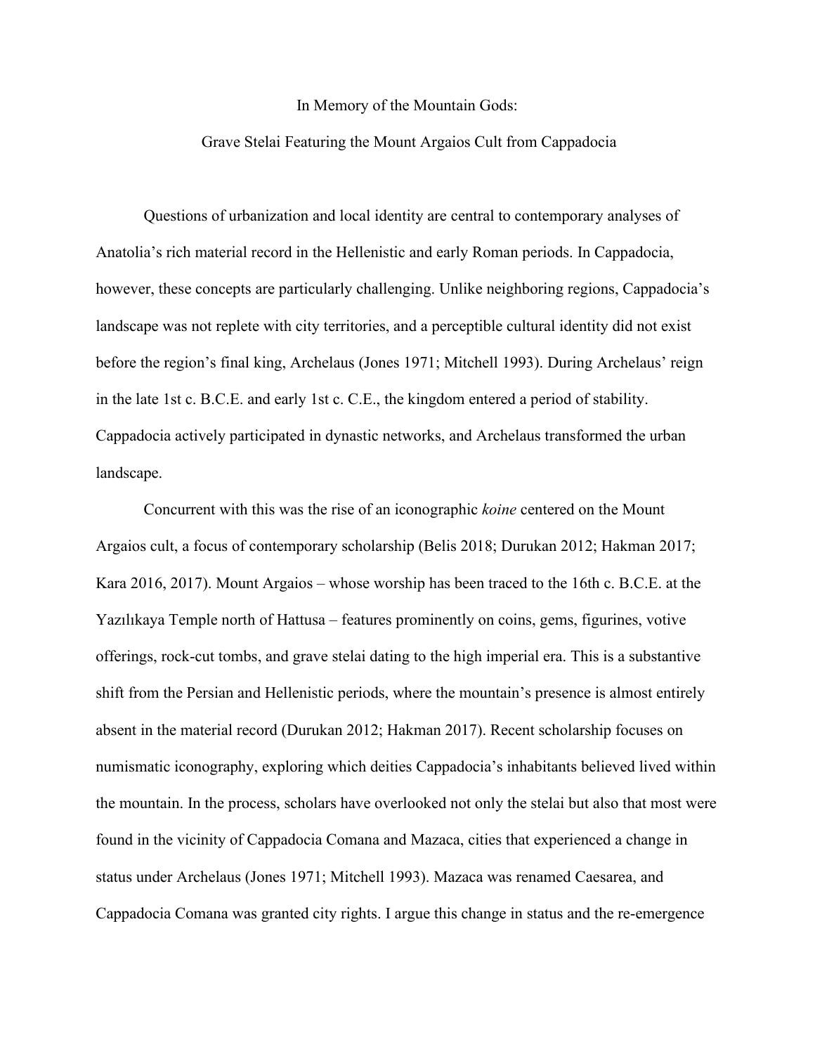# In Memory of the Mountain Gods:

## Grave Stelai Featuring the Mount Argaios Cult from Cappadocia

Questions of urbanization and local identity are central to contemporary analyses of Anatolia's rich material record in the Hellenistic and early Roman periods. In Cappadocia, however, these concepts are particularly challenging. Unlike neighboring regions, Cappadocia's landscape was not replete with city territories, and a perceptible cultural identity did not exist before the region's final king, Archelaus (Jones 1971; Mitchell 1993). During Archelaus' reign in the late 1st c. B.C.E. and early 1st c. C.E., the kingdom entered a period of stability. Cappadocia actively participated in dynastic networks, and Archelaus transformed the urban landscape.

Concurrent with this was the rise of an iconographic *koine* centered on the Mount Argaios cult, a focus of contemporary scholarship (Belis 2018; Durukan 2012; Hakman 2017; Kara 2016, 2017). Mount Argaios – whose worship has been traced to the 16th c. B.C.E. at the Yazılıkaya Temple north of Hattusa – features prominently on coins, gems, figurines, votive offerings, rock-cut tombs, and grave stelai dating to the high imperial era. This is a substantive shift from the Persian and Hellenistic periods, where the mountain's presence is almost entirely absent in the material record (Durukan 2012; Hakman 2017). Recent scholarship focuses on numismatic iconography, exploring which deities Cappadocia's inhabitants believed lived within the mountain. In the process, scholars have overlooked not only the stelai but also that most were found in the vicinity of Cappadocia Comana and Mazaca, cities that experienced a change in status under Archelaus (Jones 1971; Mitchell 1993). Mazaca was renamed Caesarea, and Cappadocia Comana was granted city rights. I argue this change in status and the re-emergence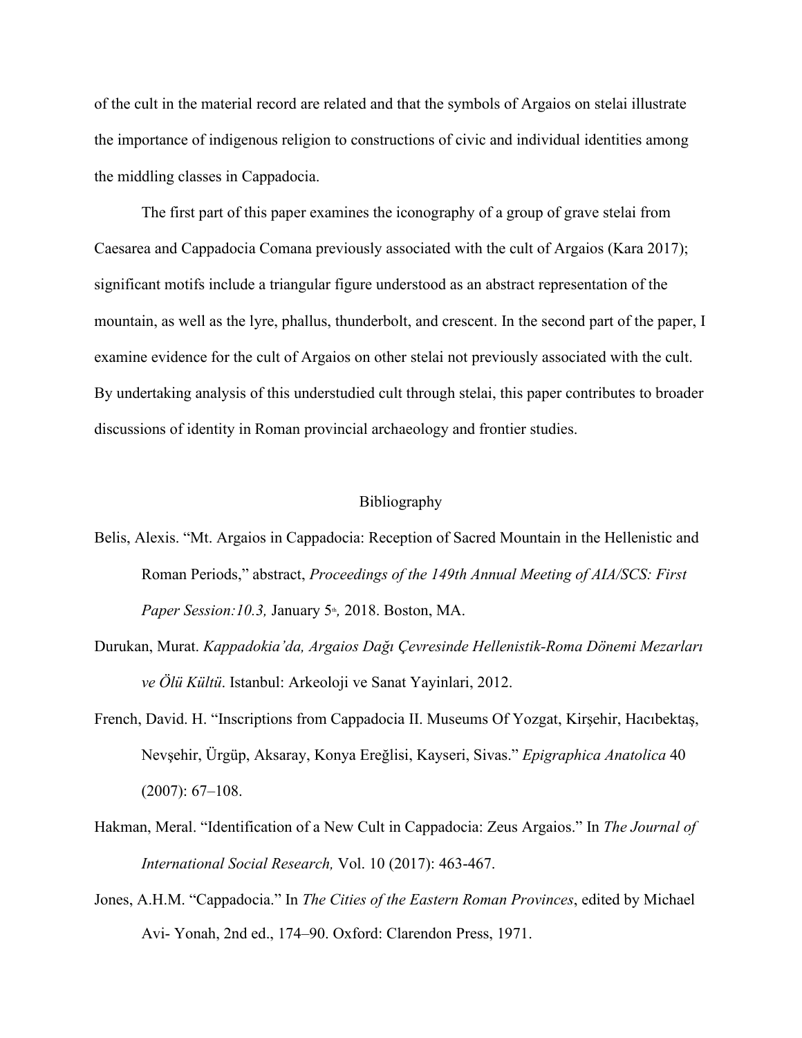of the cult in the material record are related and that the symbols of Argaios on stelai illustrate the importance of indigenous religion to constructions of civic and individual identities among the middling classes in Cappadocia.

The first part of this paper examines the iconography of a group of grave stelai from Caesarea and Cappadocia Comana previously associated with the cult of Argaios (Kara 2017); significant motifs include a triangular figure understood as an abstract representation of the mountain, as well as the lyre, phallus, thunderbolt, and crescent. In the second part of the paper, I examine evidence for the cult of Argaios on other stelai not previously associated with the cult. By undertaking analysis of this understudied cult through stelai, this paper contributes to broader discussions of identity in Roman provincial archaeology and frontier studies.

## Bibliography

Belis, Alexis. "Mt. Argaios in Cappadocia: Reception of Sacred Mountain in the Hellenistic and Roman Periods," abstract, *Proceedings of the 149th Annual Meeting of AIA/SCS: First Paper Session:10.3,* January 5th, 2018. Boston, MA.

Durukan, Murat. *Kappadokia'da, Argaios Dağı Çevresinde Hellenistik-Roma Dönemi Mezarları ve Ölü Kültü*. Istanbul: Arkeoloji ve Sanat Yayinlari, 2012.

French, David. H. "Inscriptions from Cappadocia II. Museums Of Yozgat, Kirşehir, Hacıbektaş, Nevşehir, Ürgüp, Aksaray, Konya Ereğlisi, Kayseri, Sivas." *Epigraphica Anatolica* 40 (2007): 67–108.

Hakman, Meral. "Identification of a New Cult in Cappadocia: Zeus Argaios." In *The Journal of International Social Research,* Vol. 10 (2017): 463-467.

Jones, A.H.M. "Cappadocia." In *The Cities of the Eastern Roman Provinces*, edited by Michael Avi- Yonah, 2nd ed., 174–90. Oxford: Clarendon Press, 1971.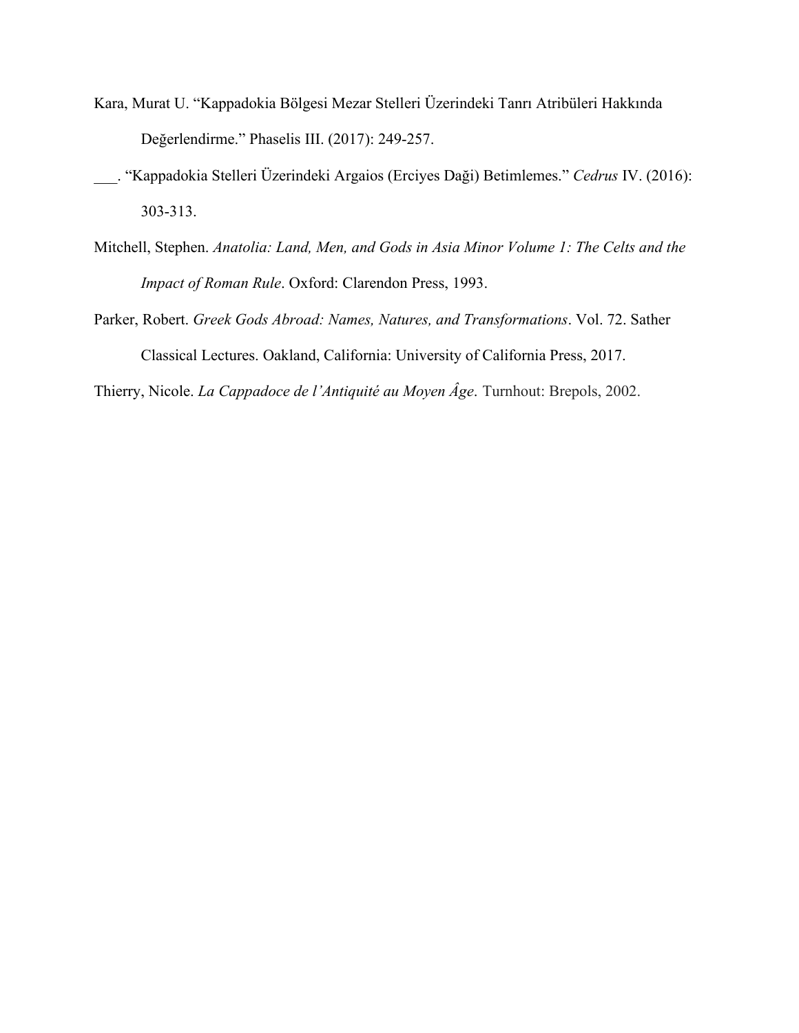Kara, Murat U. “Kappadokia Bölgesi Mezar Stelleri Üzerindeki Tanrı Atribüleri Hakkında Değerlendirme.” Phaselis III. (2017): 249-257.

___. “Kappadokia Stelleri Üzerindeki Argaios (Erciyes Daği) Betimlemes.” *Cedrus* IV. (2016): 303-313.

Mitchell, Stephen. *Anatolia: Land, Men, and Gods in Asia Minor Volume 1: The Celts and the Impact of Roman Rule*. Oxford: Clarendon Press, 1993.

Parker, Robert. *Greek Gods Abroad: Names, Natures, and Transformations*. Vol. 72. Sather Classical Lectures. Oakland, California: University of California Press, 2017.

Thierry, Nicole. *La Cappadoce de l’Antiquité au Moyen Âge*. Turnhout: Brepols, 2002.